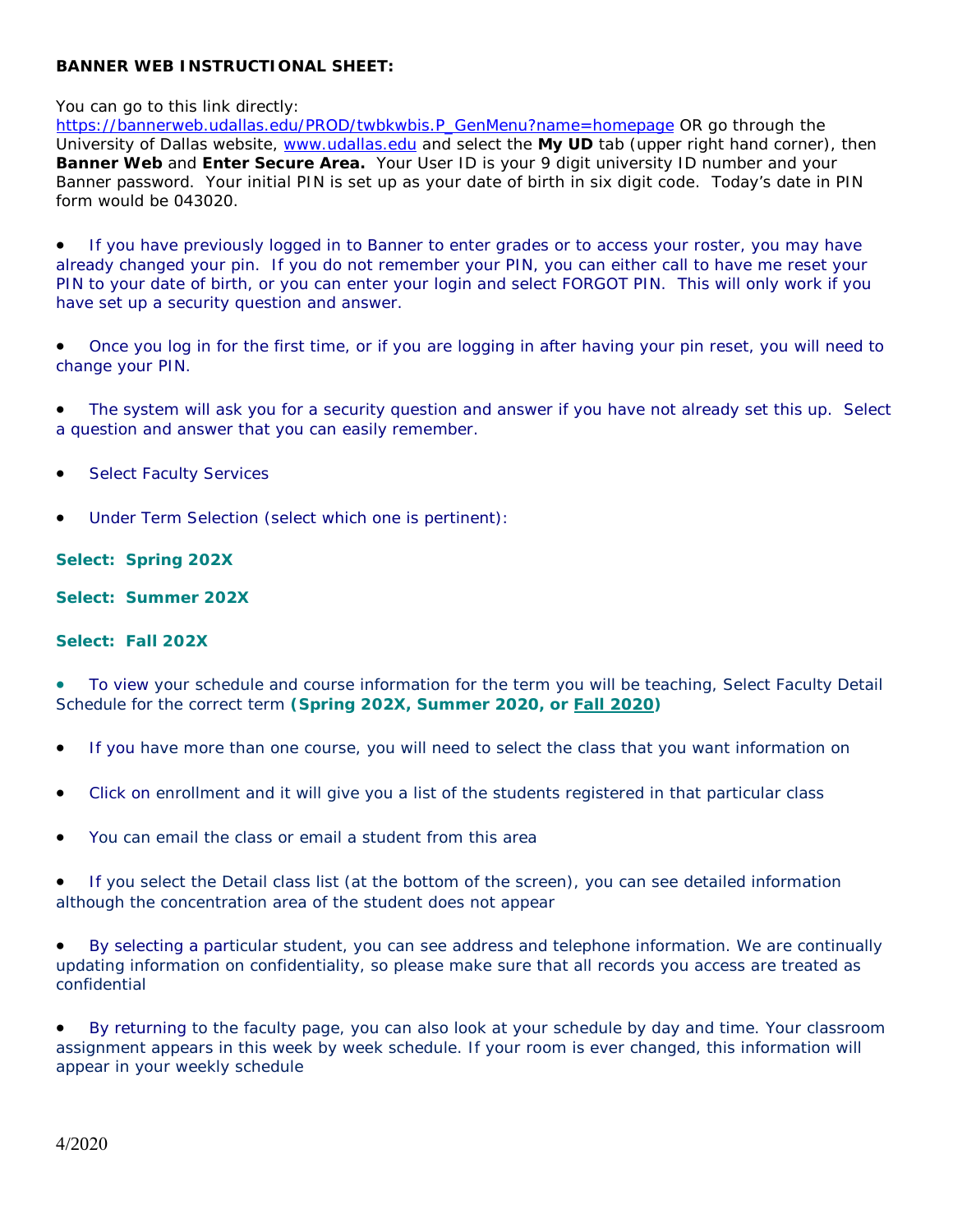**BANNER WEB INSTRUCTIONAL SHEET:**

You can go to this link directly: https://bannerweb.udallas.edu/PROD/twbkwbis.P_GenMenu?name=homepage OR go through the University of Dallas website, www.udallas.edu and select the **My UD** tab (upper right hand corner), then **Banner Web** and **Enter Secure Area.** Your User ID is your 9 digit university ID number and your Banner password. Your initial PIN is set up as your date of birth in six digit code. Today's date in PIN form would be 043020.

- If you have previously logged in to Banner to enter grades or to access your roster, you may have already changed your pin. If you do not remember your PIN, you can either call to have me reset your PIN to your date of birth, or you can enter your login and select FORGOT PIN. This will only work if you have set up a security question and answer.
- Once you log in for the first time, or if you are logging in after having your pin reset, you will need to change your PIN.
- The system will ask you for a security question and answer if you have not already set this up. Select a question and answer that you can easily remember.
- Select Faculty Services
- Under Term Selection (select which one is pertinent):

**Select: Spring 202X**

**Select: Summer 202X**

**Select: Fall 202X**

- To view your schedule and course information for the term you will be teaching, Select Faculty Detail Schedule for the correct term **(Spring 202X, Summer 2020, or Fall 2020)**
- If you have more than one course, you will need to select the class that you want information on
- Click on enrollment and it will give you a list of the students registered in that particular class
- You can email the class or email a student from this area
- If you select the Detail class list (at the bottom of the screen), you can see detailed information although the concentration area of the student does not appear
- By selecting a particular student, you can see address and telephone information. We are continually updating information on confidentiality, so please make sure that all records you access are treated as confidential
- By returning to the faculty page, you can also look at your schedule by day and time. Your classroom assignment appears in this week by week schedule. If your room is ever changed, this information will appear in your weekly schedule

4/2020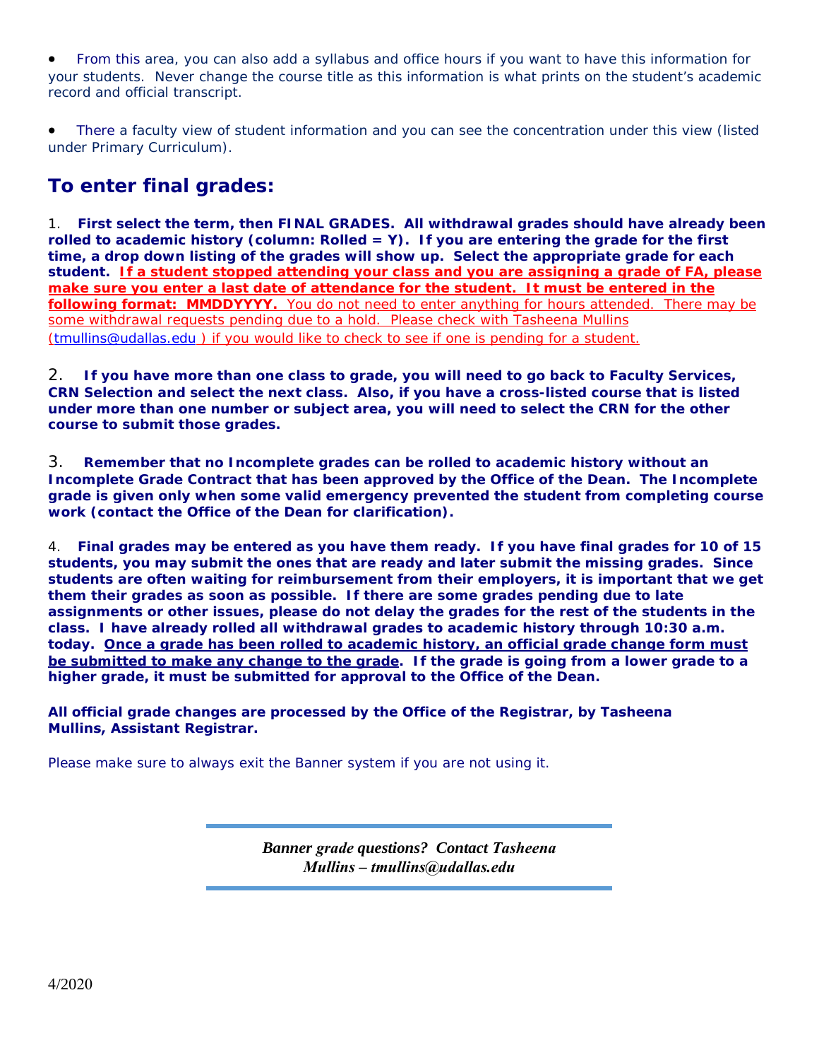- From this area, you can also add a syllabus and office hours if you want to have this information for your students. Never change the course title as this information is what prints on the student's academic record and official transcript.

- There a faculty view of student information and you can see the concentration under this view (listed under Primary Curriculum).

## To enter final grades:

1. **First select the term, then FINAL GRADES. All withdrawal grades should have already been rolled to academic history (column: Rolled = Y). If you are entering the grade for the first time, a drop down listing of the grades will show up. Select the appropriate grade for each student. If a student stopped attending your class and you are assigning a grade of FA, please make sure you enter a last date of attendance for the student. It must be entered in the following format: MMDDYYYY.** You do not need to enter anything for hours attended. There may be some withdrawal requests pending due to a hold. Please check with Tasheena Mullins (tmullins@udallas.edu ) if you would like to check to see if one is pending for a student.

2. **If you have more than one class to grade, you will need to go back to Faculty Services, CRN Selection and select the next class. Also, if you have a cross-listed course that is listed under more than one number or subject area, you will need to select the CRN for the other course to submit those grades.**

3. **Remember that no Incomplete grades can be rolled to academic history without an Incomplete Grade Contract that has been approved by the Office of the Dean. The Incomplete grade is given only when some valid emergency prevented the student from completing course work (contact the Office of the Dean for clarification).**

4. **Final grades may be entered as you have them ready. If you have final grades for 10 of 15 students, you may submit the ones that are ready and later submit the missing grades. Since students are often waiting for reimbursement from their employers, it is important that we get them their grades as soon as possible. If there are some grades pending due to late assignments or other issues, please do not delay the grades for the rest of the students in the class. I have already rolled all withdrawal grades to academic history through 10:30 a.m. today. Once a grade has been rolled to academic history, an official grade change form must be submitted to make any change to the grade. If the grade is going from a lower grade to a higher grade, it must be submitted for approval to the Office of the Dean.**

**All official grade changes are processed by the Office of the Registrar, by Tasheena Mullins, Assistant Registrar.**

Please make sure to always exit the Banner system if you are not using it.

***Banner grade questions? Contact Tasheena Mullins – tmullins@udallas.edu***

4/2020